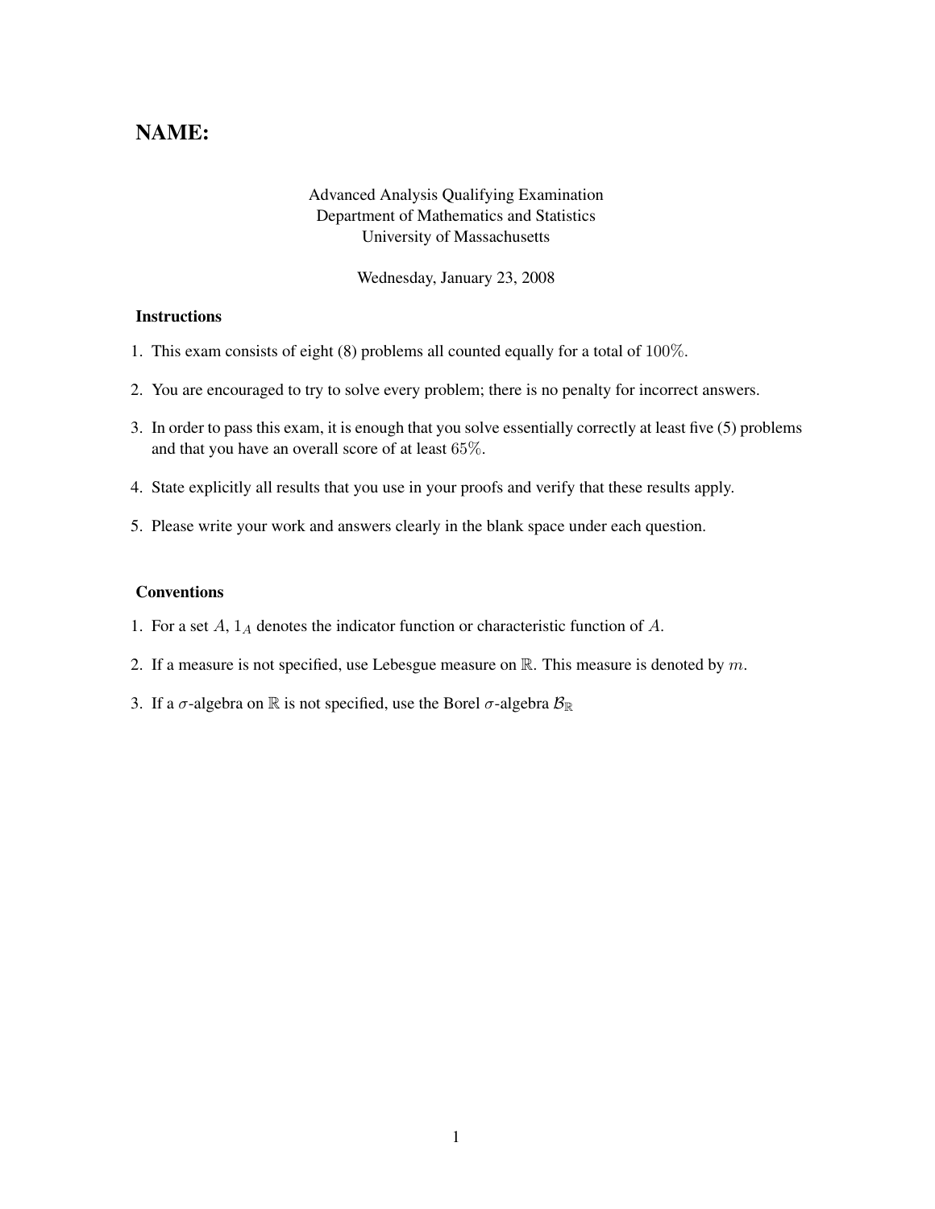# NAME:

Advanced Analysis Qualifying Examination
Department of Mathematics and Statistics
University of Massachusetts

Wednesday, January 23, 2008

### Instructions

1. This exam consists of eight (8) problems all counted equally for a total of $100\%$.
2. You are encouraged to try to solve every problem; there is no penalty for incorrect answers.
3. In order to pass this exam, it is enough that you solve essentially correctly at least five (5) problems and that you have an overall score of at least $65\%$.
4. State explicitly all results that you use in your proofs and verify that these results apply.
5. Please write your work and answers clearly in the blank space under each question.

### Conventions

1. For a set $A$, $1_A$ denotes the indicator function or characteristic function of $A$.
2. If a measure is not specified, use Lebesgue measure on $\mathbb{R}$. This measure is denoted by $m$.
3. If a $\sigma$-algebra on $\mathbb{R}$ is not specified, use the Borel $\sigma$-algebra $\mathcal{B}_{\mathbb{R}}$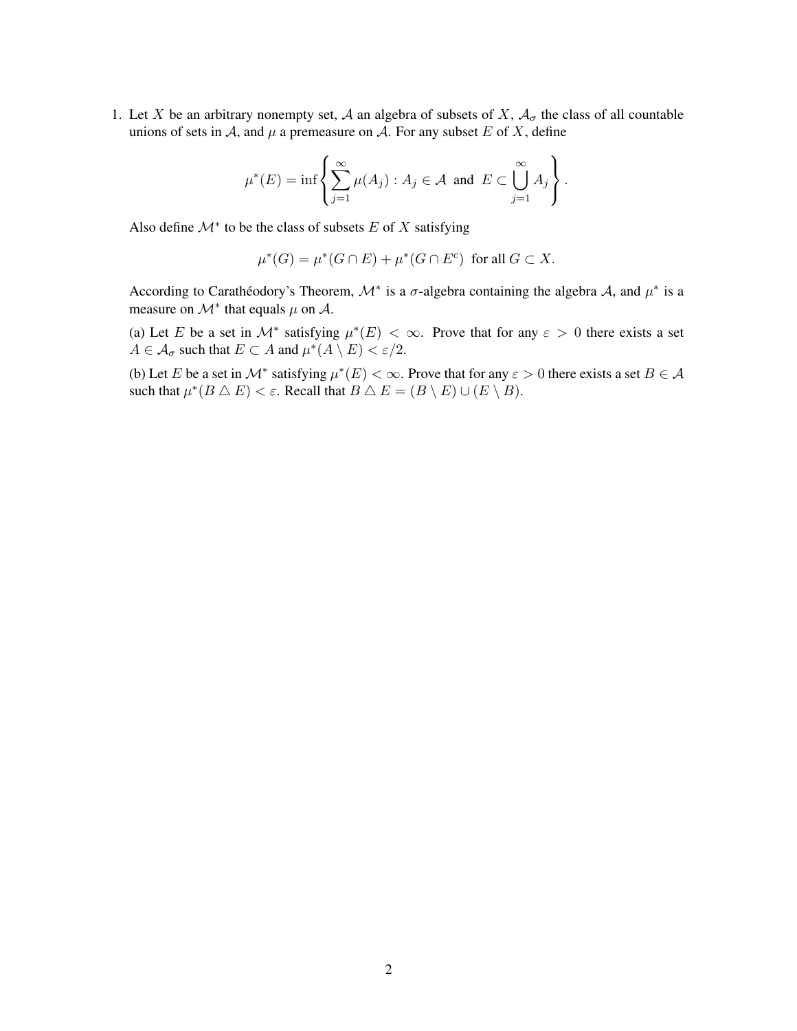1. Let $X$ be an arbitrary nonempty set, $\mathcal{A}$ an algebra of subsets of $X$, $\mathcal{A}_\sigma$ the class of all countable unions of sets in $\mathcal{A}$, and $\mu$ a premeasure on $\mathcal{A}$. For any subset $E$ of $X$, define

$$\mu^*(E) = \inf \left\{ \sum_{j=1}^{\infty} \mu(A_j) : A_j \in \mathcal{A} \text{ and } E \subset \bigcup_{j=1}^{\infty} A_j \right\}.$$

Also define $\mathcal{M}^*$ to be the class of subsets $E$ of $X$ satisfying

$$\mu^*(G) = \mu^*(G \cap E) + \mu^*(G \cap E^c) \text{ for all } G \subset X.$$

According to Carathéodory's Theorem, $\mathcal{M}^*$ is a $\sigma$-algebra containing the algebra $\mathcal{A}$, and $\mu^*$ is a measure on $\mathcal{M}^*$ that equals $\mu$ on $\mathcal{A}$.

(a) Let $E$ be a set in $\mathcal{M}^*$ satisfying $\mu^*(E) < \infty$. Prove that for any $\varepsilon > 0$ there exists a set $A \in \mathcal{A}_\sigma$ such that $E \subset A$ and $\mu^*(A \setminus E) < \varepsilon/2$.

(b) Let $E$ be a set in $\mathcal{M}^*$ satisfying $\mu^*(E) < \infty$. Prove that for any $\varepsilon > 0$ there exists a set $B \in \mathcal{A}$ such that $\mu^*(B \triangle E) < \varepsilon$. Recall that $B \triangle E = (B \setminus E) \cup (E \setminus B)$.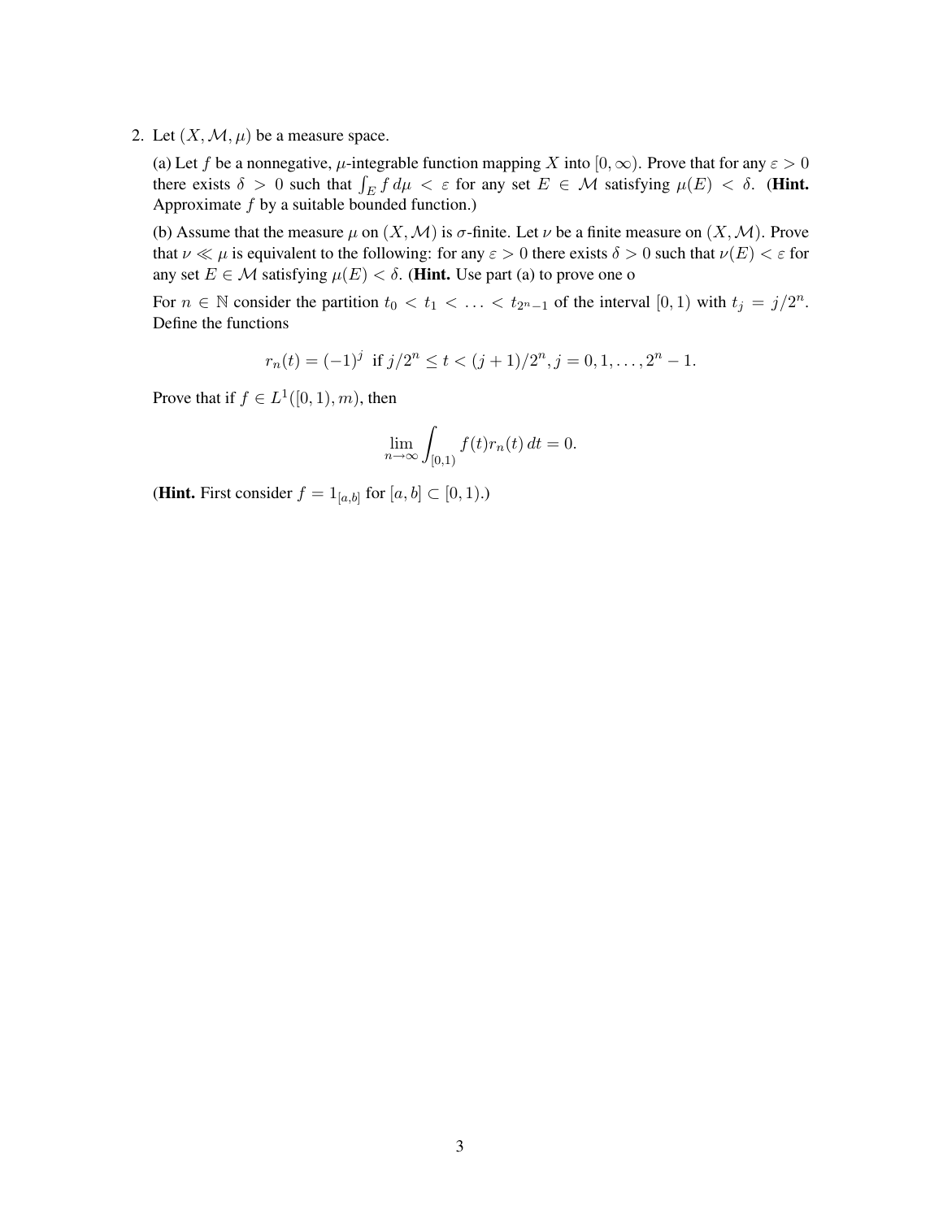2. Let $(X, \mathcal{M}, \mu)$ be a measure space.

   (a) Let $f$ be a nonnegative, $\mu$-integrable function mapping $X$ into $[0, \infty)$. Prove that for any $\varepsilon > 0$ there exists $\delta > 0$ such that $\int_E f \, d\mu < \varepsilon$ for any set $E \in \mathcal{M}$ satisfying $\mu(E) < \delta$. (**Hint.** Approximate $f$ by a suitable bounded function.)

   (b) Assume that the measure $\mu$ on $(X, \mathcal{M})$ is $\sigma$-finite. Let $\nu$ be a finite measure on $(X, \mathcal{M})$. Prove that $\nu \ll \mu$ is equivalent to the following: for any $\varepsilon > 0$ there exists $\delta > 0$ such that $\nu(E) < \varepsilon$ for any set $E \in \mathcal{M}$ satisfying $\mu(E) < \delta$. (**Hint.** Use part (a) to prove one o

   For $n \in \mathbb{N}$ consider the partition $t_0 < t_1 < \ldots < t_{2^n - 1}$ of the interval $[0, 1)$ with $t_j = j/2^n$. Define the functions

   $$r_n(t) = (-1)^j \text{ if } j/2^n \leq t < (j+1)/2^n, j = 0, 1, \ldots, 2^n - 1.$$

   Prove that if $f \in L^1([0, 1), m)$, then

   $$\lim_{n \to \infty} \int_{[0,1)} f(t) r_n(t) \, dt = 0.$$

   (**Hint.** First consider $f = 1_{[a,b]}$ for $[a, b] \subset [0, 1)$.)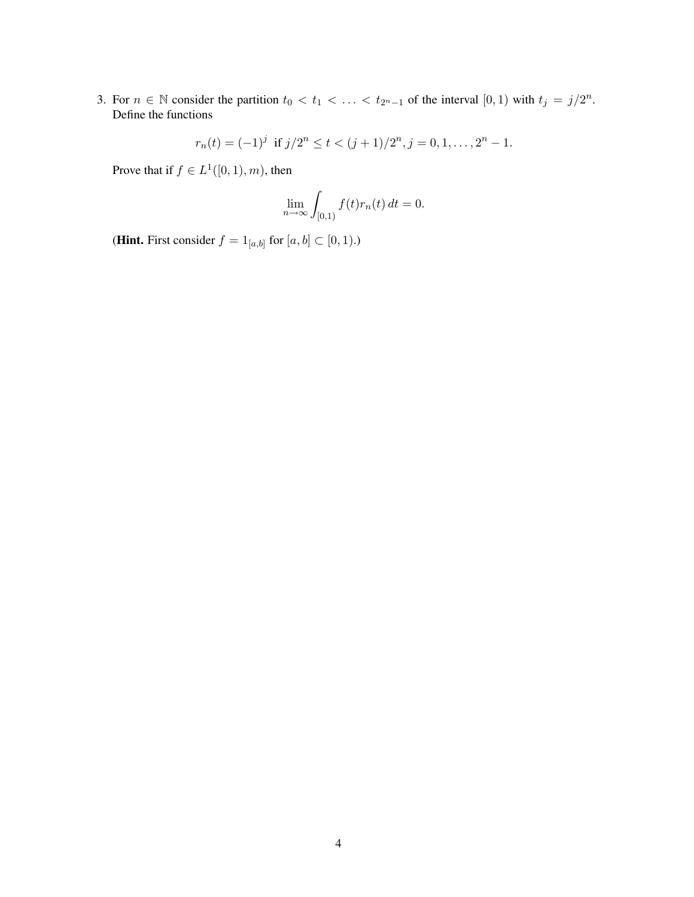3. For $n \in \mathbb{N}$ consider the partition $t_0 < t_1 < \ldots < t_{2^n-1}$ of the interval $[0, 1)$ with $t_j = j/2^n$. Define the functions

$$r_n(t) = (-1)^j \text{ if } j/2^n \leq t < (j+1)/2^n, j = 0, 1, \ldots, 2^n - 1.$$

Prove that if $f \in L^1([0, 1), m)$, then

$$\lim_{n \to \infty} \int_{[0,1)} f(t) r_n(t) \, dt = 0.$$

(**Hint.** First consider $f = 1_{[a,b]}$ for $[a, b] \subset [0, 1)$.)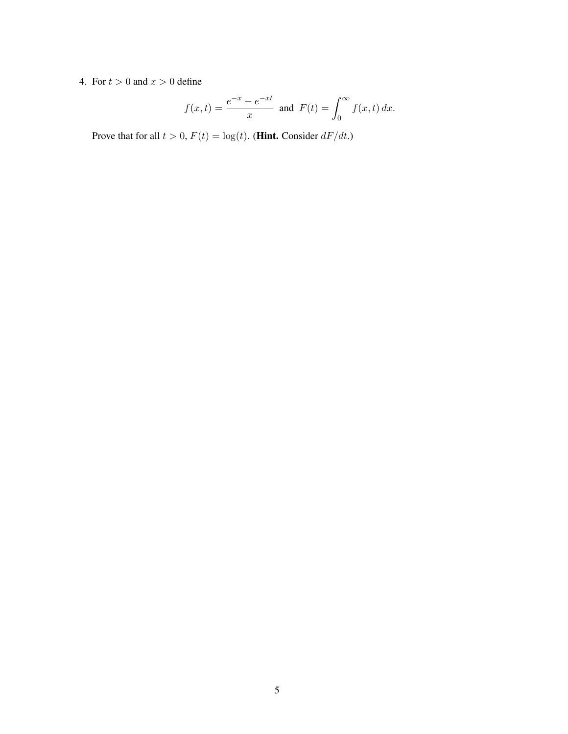4. For $t > 0$ and $x > 0$ define

$$f(x,t) = \frac{e^{-x} - e^{-xt}}{x} \text{ and } F(t) = \int_0^\infty f(x,t)\,dx.$$

Prove that for all $t > 0$, $F(t) = \log(t)$. (**Hint.** Consider $dF/dt$.)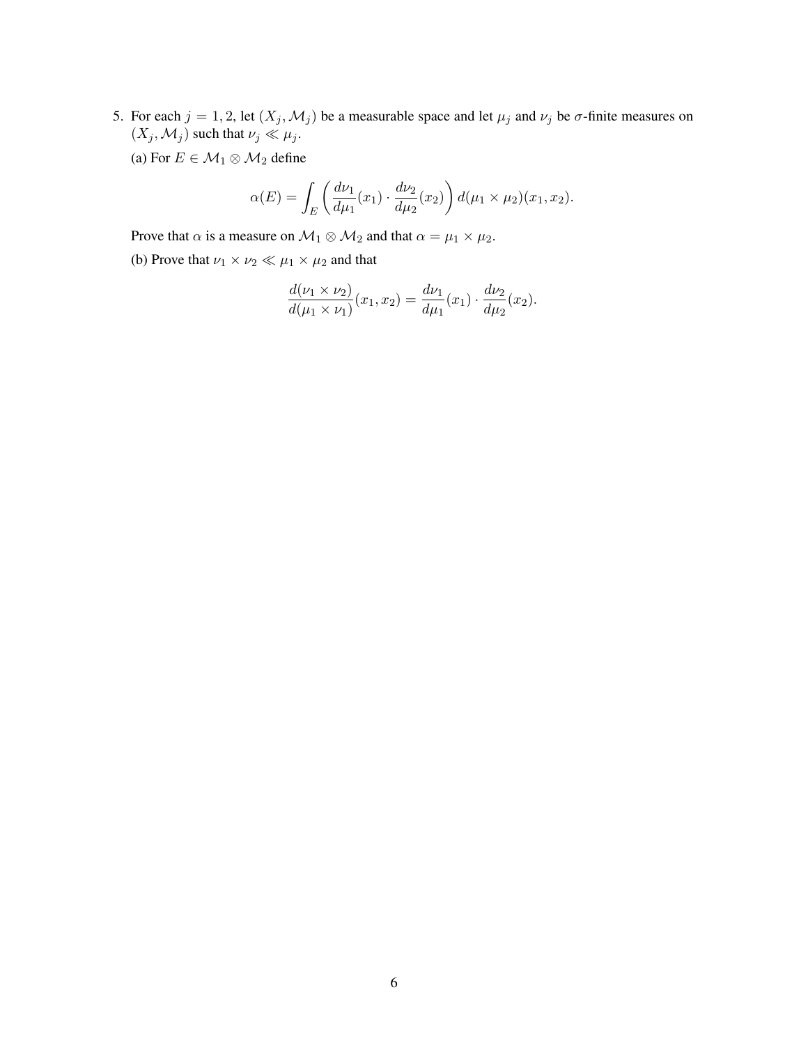5. For each $j = 1, 2$, let $(X_j, \mathcal{M}_j)$ be a measurable space and let $\mu_j$ and $\nu_j$ be $\sigma$-finite measures on $(X_j, \mathcal{M}_j)$ such that $\nu_j \ll \mu_j$.

   (a) For $E \in \mathcal{M}_1 \otimes \mathcal{M}_2$ define

$$\alpha(E) = \int_E \left( \frac{d\nu_1}{d\mu_1}(x_1) \cdot \frac{d\nu_2}{d\mu_2}(x_2) \right) d(\mu_1 \times \mu_2)(x_1, x_2).$$

   Prove that $\alpha$ is a measure on $\mathcal{M}_1 \otimes \mathcal{M}_2$ and that $\alpha = \mu_1 \times \mu_2$.

   (b) Prove that $\nu_1 \times \nu_2 \ll \mu_1 \times \mu_2$ and that

$$\frac{d(\nu_1 \times \nu_2)}{d(\mu_1 \times \nu_1)}(x_1, x_2) = \frac{d\nu_1}{d\mu_1}(x_1) \cdot \frac{d\nu_2}{d\mu_2}(x_2).$$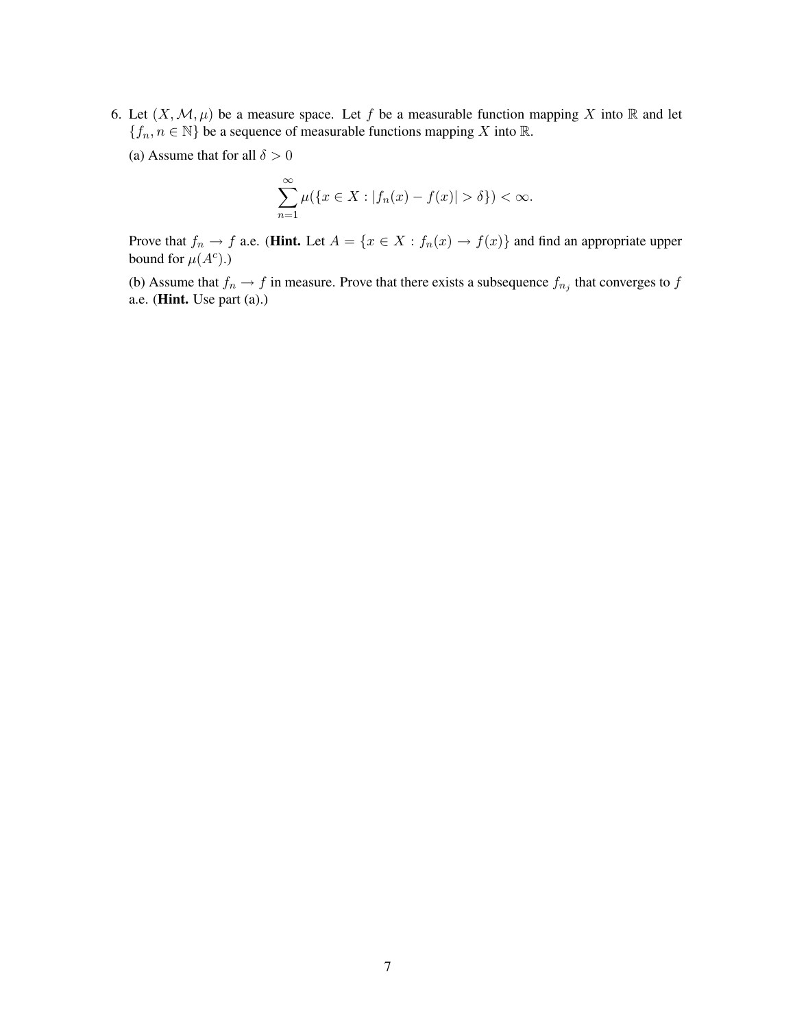6. Let $(X, \mathcal{M}, \mu)$ be a measure space. Let $f$ be a measurable function mapping $X$ into $\mathbb{R}$ and let $\{f_n, n \in \mathbb{N}\}$ be a sequence of measurable functions mapping $X$ into $\mathbb{R}$.

   (a) Assume that for all $\delta > 0$

$$\sum_{n=1}^{\infty} \mu(\{x \in X : |f_n(x) - f(x)| > \delta\}) < \infty.$$

   Prove that $f_n \to f$ a.e. (**Hint.** Let $A = \{x \in X : f_n(x) \to f(x)\}$ and find an appropriate upper bound for $\mu(A^c)$.)

   (b) Assume that $f_n \to f$ in measure. Prove that there exists a subsequence $f_{n_j}$ that converges to $f$ a.e. (**Hint.** Use part (a).)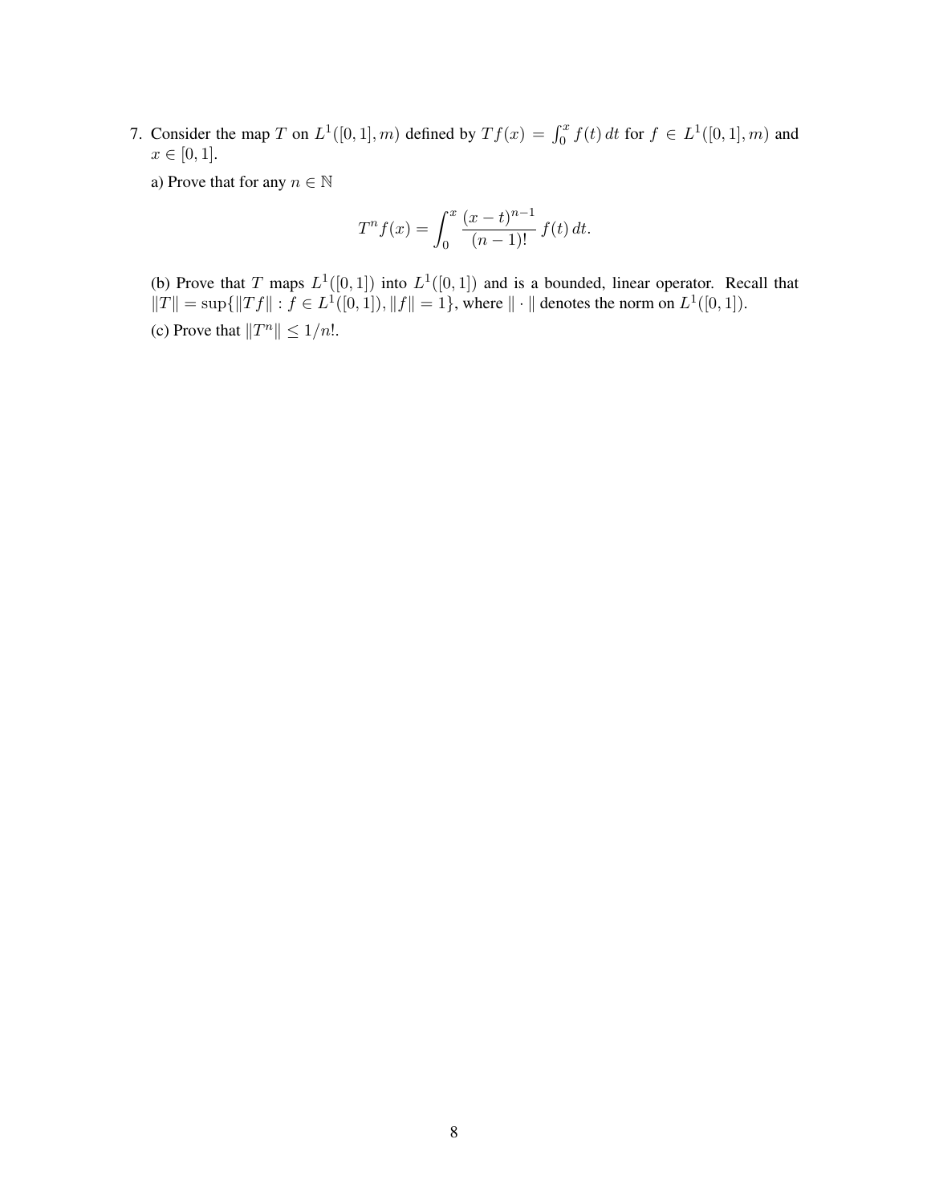7. Consider the map $T$ on $L^1([0,1],m)$ defined by $Tf(x) = \int_0^x f(t)\,dt$ for $f \in L^1([0,1],m)$ and $x \in [0,1]$.

   a) Prove that for any $n \in \mathbb{N}$

   $$T^n f(x) = \int_0^x \frac{(x-t)^{n-1}}{(n-1)!} f(t)\,dt.$$

   (b) Prove that $T$ maps $L^1([0,1])$ into $L^1([0,1])$ and is a bounded, linear operator. Recall that $\|T\| = \sup\{\|Tf\| : f \in L^1([0,1]), \|f\| = 1\}$, where $\|\cdot\|$ denotes the norm on $L^1([0,1])$.

   (c) Prove that $\|T^n\| \leq 1/n!$.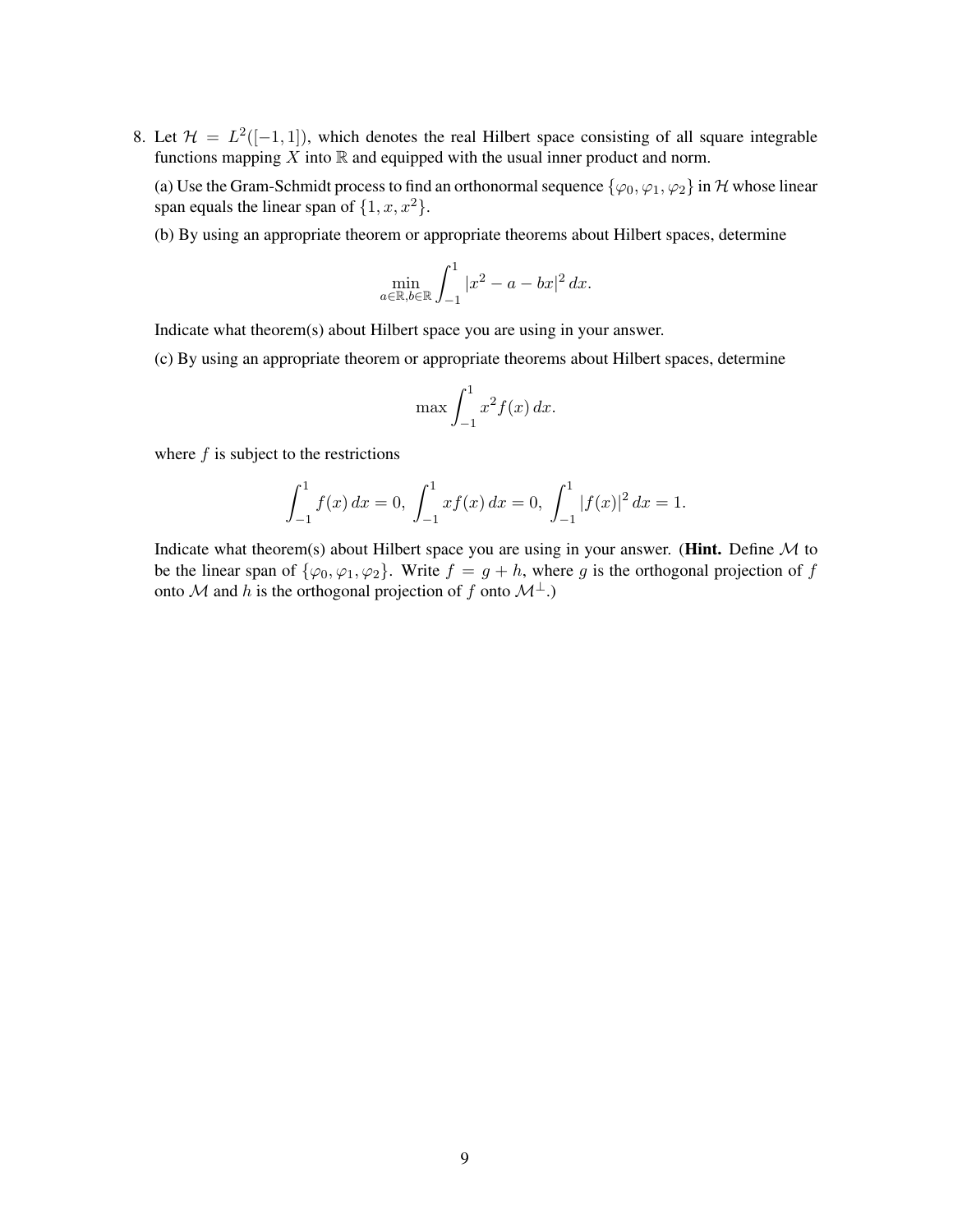8. Let $\mathcal{H} = L^2([-1, 1])$, which denotes the real Hilbert space consisting of all square integrable functions mapping $X$ into $\mathbb{R}$ and equipped with the usual inner product and norm.

   (a) Use the Gram-Schmidt process to find an orthonormal sequence $\{\varphi_0, \varphi_1, \varphi_2\}$ in $\mathcal{H}$ whose linear span equals the linear span of $\{1, x, x^2\}$.

   (b) By using an appropriate theorem or appropriate theorems about Hilbert spaces, determine

$$\min_{a \in \mathbb{R}, b \in \mathbb{R}} \int_{-1}^{1} |x^2 - a - bx|^2 \, dx.$$

   Indicate what theorem(s) about Hilbert space you are using in your answer.

   (c) By using an appropriate theorem or appropriate theorems about Hilbert spaces, determine

$$\max \int_{-1}^{1} x^2 f(x) \, dx.$$

   where $f$ is subject to the restrictions

$$\int_{-1}^{1} f(x) \, dx = 0, \ \int_{-1}^{1} x f(x) \, dx = 0, \ \int_{-1}^{1} |f(x)|^2 \, dx = 1.$$

   Indicate what theorem(s) about Hilbert space you are using in your answer. (**Hint.** Define $\mathcal{M}$ to be the linear span of $\{\varphi_0, \varphi_1, \varphi_2\}$. Write $f = g + h$, where $g$ is the orthogonal projection of $f$ onto $\mathcal{M}$ and $h$ is the orthogonal projection of $f$ onto $\mathcal{M}^\perp$.)